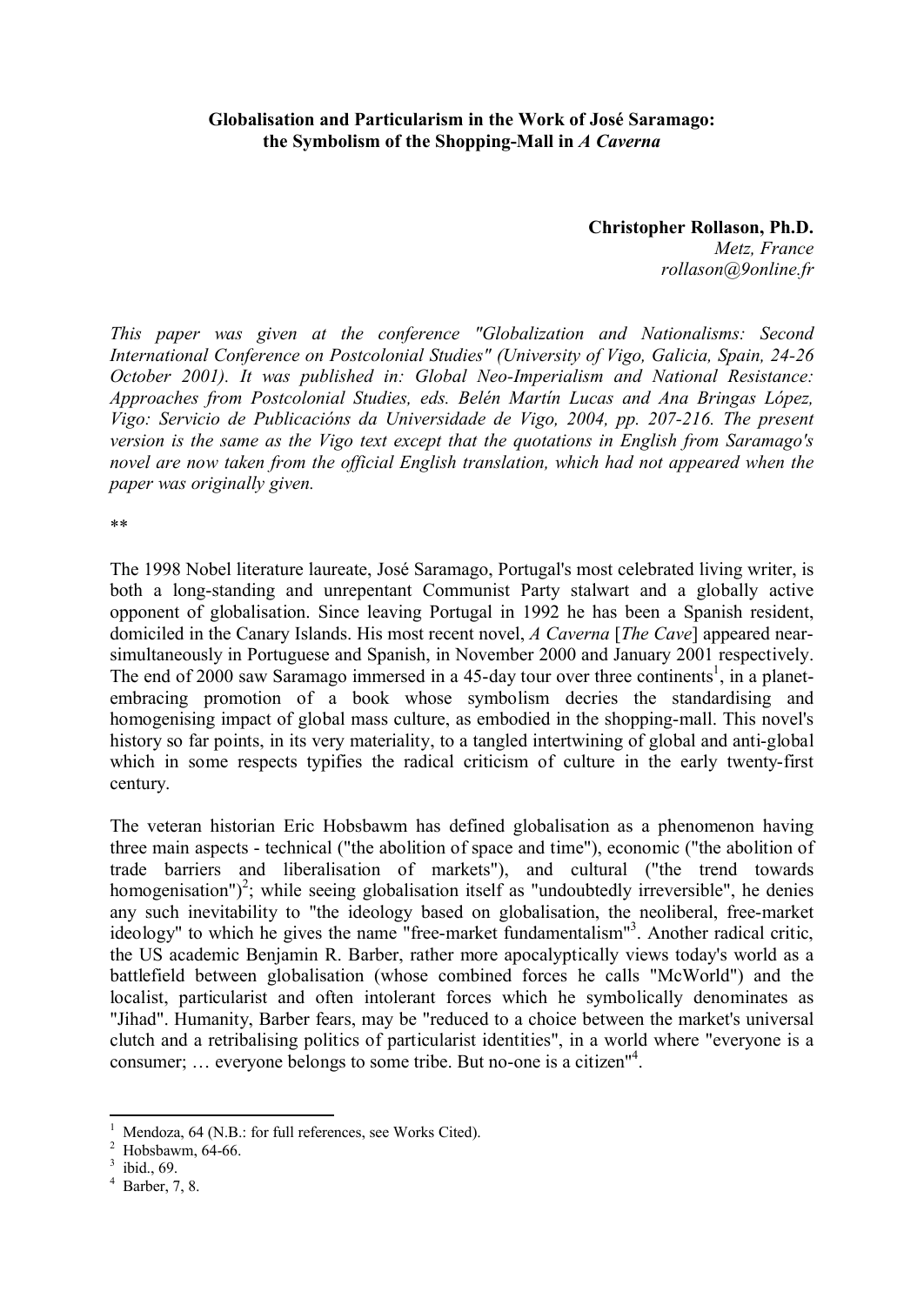**Globalisation and Particularism in the Work of José Saramago: the Symbolism of the Shopping-Mall in *A Caverna***

**Christopher Rollason, Ph.D.**
*Metz, France*
*rollason@9online.fr*

*This paper was given at the conference "Globalization and Nationalisms: Second International Conference on Postcolonial Studies" (University of Vigo, Galicia, Spain, 24-26 October 2001). It was published in: Global Neo-Imperialism and National Resistance: Approaches from Postcolonial Studies, eds. Belén Martín Lucas and Ana Bringas López, Vigo: Servicio de Publicacións da Universidade de Vigo, 2004, pp. 207-216. The present version is the same as the Vigo text except that the quotations in English from Saramago's novel are now taken from the official English translation, which had not appeared when the paper was originally given.*

**

The 1998 Nobel literature laureate, José Saramago, Portugal's most celebrated living writer, is both a long-standing and unrepentant Communist Party stalwart and a globally active opponent of globalisation. Since leaving Portugal in 1992 he has been a Spanish resident, domiciled in the Canary Islands. His most recent novel, *A Caverna* [*The Cave*] appeared near-simultaneously in Portuguese and Spanish, in November 2000 and January 2001 respectively. The end of 2000 saw Saramago immersed in a 45-day tour over three continents[1], in a planet-embracing promotion of a book whose symbolism decries the standardising and homogenising impact of global mass culture, as embodied in the shopping-mall. This novel's history so far points, in its very materiality, to a tangled intertwining of global and anti-global which in some respects typifies the radical criticism of culture in the early twenty-first century.

The veteran historian Eric Hobsbawm has defined globalisation as a phenomenon having three main aspects - technical ("the abolition of space and time"), economic ("the abolition of trade barriers and liberalisation of markets"), and cultural ("the trend towards homogenisation")[2]; while seeing globalisation itself as "undoubtedly irreversible", he denies any such inevitability to "the ideology based on globalisation, the neoliberal, free-market ideology" to which he gives the name "free-market fundamentalism"[3]. Another radical critic, the US academic Benjamin R. Barber, rather more apocalyptically views today's world as a battlefield between globalisation (whose combined forces he calls "McWorld") and the localist, particularist and often intolerant forces which he symbolically denominates as "Jihad". Humanity, Barber fears, may be "reduced to a choice between the market's universal clutch and a retribalising politics of particularist identities", in a world where "everyone is a consumer; … everyone belongs to some tribe. But no-one is a citizen"[4].

---

[1] Mendoza, 64 (N.B.: for full references, see Works Cited).
[2] Hobsbawm, 64-66.
[3] ibid., 69.
[4] Barber, 7, 8.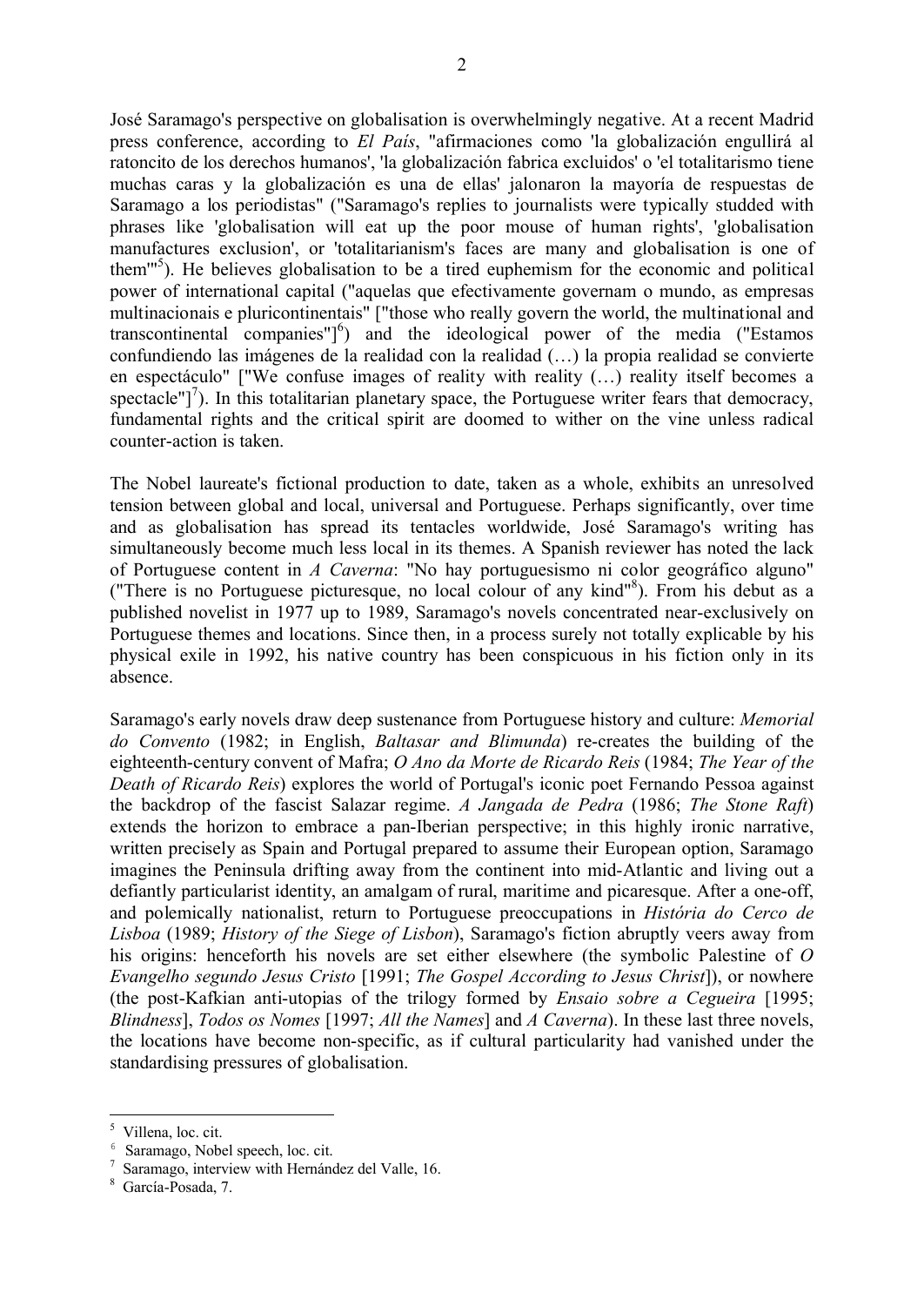José Saramago's perspective on globalisation is overwhelmingly negative. At a recent Madrid press conference, according to *El País*, "afirmaciones como 'la globalización engullirá al ratoncito de los derechos humanos', 'la globalización fabrica excluidos' o 'el totalitarismo tiene muchas caras y la globalización es una de ellas' jalonaron la mayoría de respuestas de Saramago a los periodistas" ("Saramago's replies to journalists were typically studded with phrases like 'globalisation will eat up the poor mouse of human rights', 'globalisation manufactures exclusion', or 'totalitarianism's faces are many and globalisation is one of them'"[5]). He believes globalisation to be a tired euphemism for the economic and political power of international capital ("aquelas que efectivamente governam o mundo, as empresas multinacionais e pluricontinentais" ["those who really govern the world, the multinational and transcontinental companies"][6]) and the ideological power of the media ("Estamos confundiendo las imágenes de la realidad con la realidad (…) la propia realidad se convierte en espectáculo" ["We confuse images of reality with reality (…) reality itself becomes a spectacle"][7]). In this totalitarian planetary space, the Portuguese writer fears that democracy, fundamental rights and the critical spirit are doomed to wither on the vine unless radical counter-action is taken.

The Nobel laureate's fictional production to date, taken as a whole, exhibits an unresolved tension between global and local, universal and Portuguese. Perhaps significantly, over time and as globalisation has spread its tentacles worldwide, José Saramago's writing has simultaneously become much less local in its themes. A Spanish reviewer has noted the lack of Portuguese content in *A Caverna*: "No hay portuguesismo ni color geográfico alguno" ("There is no Portuguese picturesque, no local colour of any kind"[8]). From his debut as a published novelist in 1977 up to 1989, Saramago's novels concentrated near-exclusively on Portuguese themes and locations. Since then, in a process surely not totally explicable by his physical exile in 1992, his native country has been conspicuous in his fiction only in its absence.

Saramago's early novels draw deep sustenance from Portuguese history and culture: *Memorial do Convento* (1982; in English, *Baltasar and Blimunda*) re-creates the building of the eighteenth-century convent of Mafra; *O Ano da Morte de Ricardo Reis* (1984; *The Year of the Death of Ricardo Reis*) explores the world of Portugal's iconic poet Fernando Pessoa against the backdrop of the fascist Salazar regime. *A Jangada de Pedra* (1986; *The Stone Raft*) extends the horizon to embrace a pan-Iberian perspective; in this highly ironic narrative, written precisely as Spain and Portugal prepared to assume their European option, Saramago imagines the Peninsula drifting away from the continent into mid-Atlantic and living out a defiantly particularist identity, an amalgam of rural, maritime and picaresque. After a one-off, and polemically nationalist, return to Portuguese preoccupations in *História do Cerco de Lisboa* (1989; *History of the Siege of Lisbon*), Saramago's fiction abruptly veers away from his origins: henceforth his novels are set either elsewhere (the symbolic Palestine of *O Evangelho segundo Jesus Cristo* [1991; *The Gospel According to Jesus Christ*]), or nowhere (the post-Kafkian anti-utopias of the trilogy formed by *Ensaio sobre a Cegueira* [1995; *Blindness*], *Todos os Nomes* [1997; *All the Names*] and *A Caverna*). In these last three novels, the locations have become non-specific, as if cultural particularity had vanished under the standardising pressures of globalisation.

---

[5] Villena, loc. cit.

[6] Saramago, Nobel speech, loc. cit.

[7] Saramago, interview with Hernández del Valle, 16.

[8] García-Posada, 7.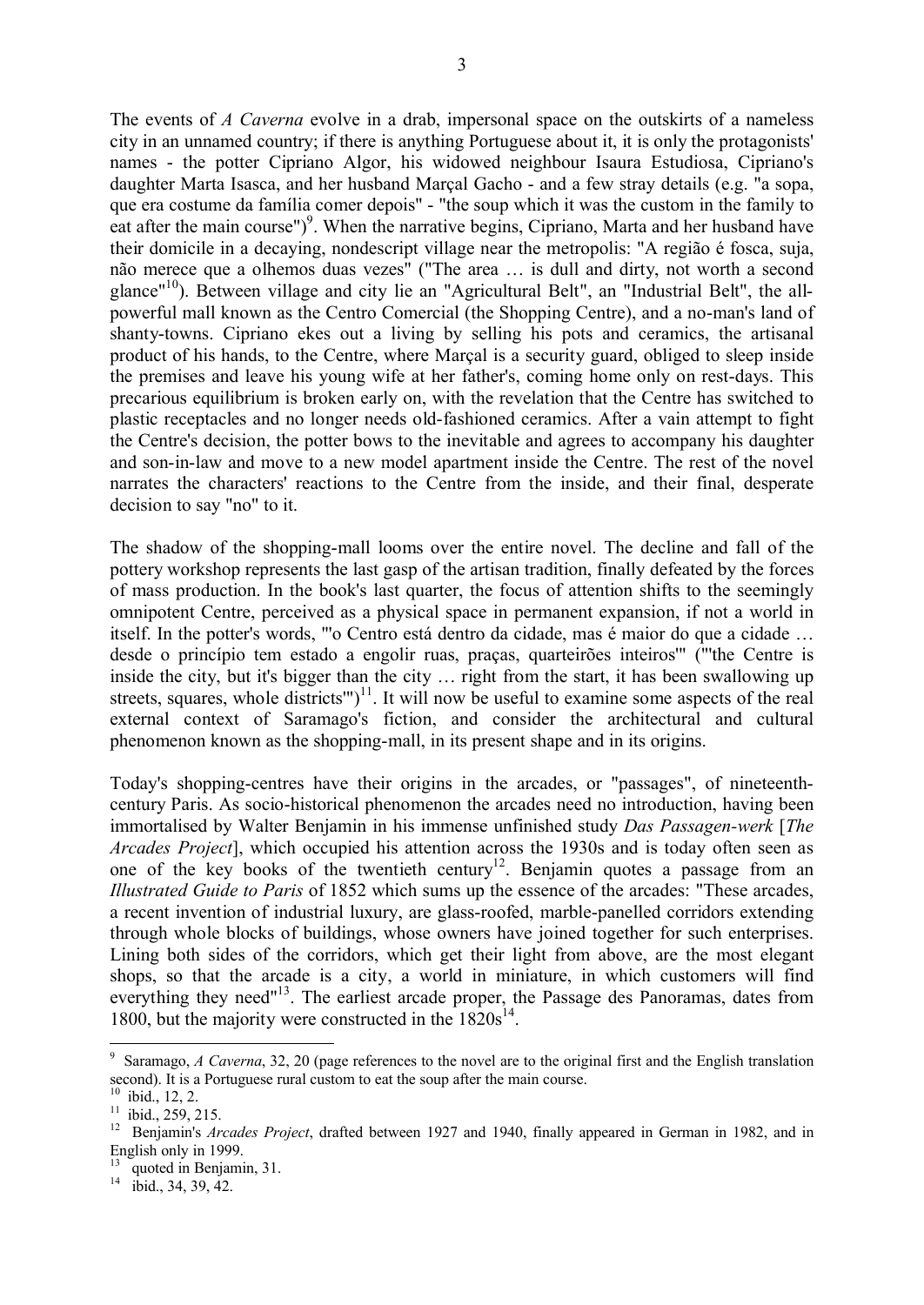The events of *A Caverna* evolve in a drab, impersonal space on the outskirts of a nameless city in an unnamed country; if there is anything Portuguese about it, it is only the protagonists' names - the potter Cipriano Algor, his widowed neighbour Isaura Estudiosa, Cipriano's daughter Marta Isasca, and her husband Marçal Gacho - and a few stray details (e.g. "a sopa, que era costume da família comer depois" - "the soup which it was the custom in the family to eat after the main course")[9]. When the narrative begins, Cipriano, Marta and her husband have their domicile in a decaying, nondescript village near the metropolis: "A região é fosca, suja, não merece que a olhemos duas vezes" ("The area … is dull and dirty, not worth a second glance"[10]). Between village and city lie an "Agricultural Belt", an "Industrial Belt", the all-powerful mall known as the Centro Comercial (the Shopping Centre), and a no-man's land of shanty-towns. Cipriano ekes out a living by selling his pots and ceramics, the artisanal product of his hands, to the Centre, where Marçal is a security guard, obliged to sleep inside the premises and leave his young wife at her father's, coming home only on rest-days. This precarious equilibrium is broken early on, with the revelation that the Centre has switched to plastic receptacles and no longer needs old-fashioned ceramics. After a vain attempt to fight the Centre's decision, the potter bows to the inevitable and agrees to accompany his daughter and son-in-law and move to a new model apartment inside the Centre. The rest of the novel narrates the characters' reactions to the Centre from the inside, and their final, desperate decision to say "no" to it.

The shadow of the shopping-mall looms over the entire novel. The decline and fall of the pottery workshop represents the last gasp of the artisan tradition, finally defeated by the forces of mass production. In the book's last quarter, the focus of attention shifts to the seemingly omnipotent Centre, perceived as a physical space in permanent expansion, if not a world in itself. In the potter's words, "'o Centro está dentro da cidade, mas é maior do que a cidade … desde o princípio tem estado a engolir ruas, praças, quarteirões inteiros'" ("'the Centre is inside the city, but it's bigger than the city … right from the start, it has been swallowing up streets, squares, whole districts'")[11]. It will now be useful to examine some aspects of the real external context of Saramago's fiction, and consider the architectural and cultural phenomenon known as the shopping-mall, in its present shape and in its origins.

Today's shopping-centres have their origins in the arcades, or "passages", of nineteenth-century Paris. As socio-historical phenomenon the arcades need no introduction, having been immortalised by Walter Benjamin in his immense unfinished study *Das Passagen-werk* [*The Arcades Project*], which occupied his attention across the 1930s and is today often seen as one of the key books of the twentieth century[12]. Benjamin quotes a passage from an *Illustrated Guide to Paris* of 1852 which sums up the essence of the arcades: "These arcades, a recent invention of industrial luxury, are glass-roofed, marble-panelled corridors extending through whole blocks of buildings, whose owners have joined together for such enterprises. Lining both sides of the corridors, which get their light from above, are the most elegant shops, so that the arcade is a city, a world in miniature, in which customers will find everything they need"[13]. The earliest arcade proper, the Passage des Panoramas, dates from 1800, but the majority were constructed in the 1820s[14].

---

[9] Saramago, *A Caverna*, 32, 20 (page references to the novel are to the original first and the English translation second). It is a Portuguese rural custom to eat the soup after the main course.

[10] ibid., 12, 2.

[11] ibid., 259, 215.

[12] Benjamin's *Arcades Project*, drafted between 1927 and 1940, finally appeared in German in 1982, and in English only in 1999.

[13] quoted in Benjamin, 31.

[14] ibid., 34, 39, 42.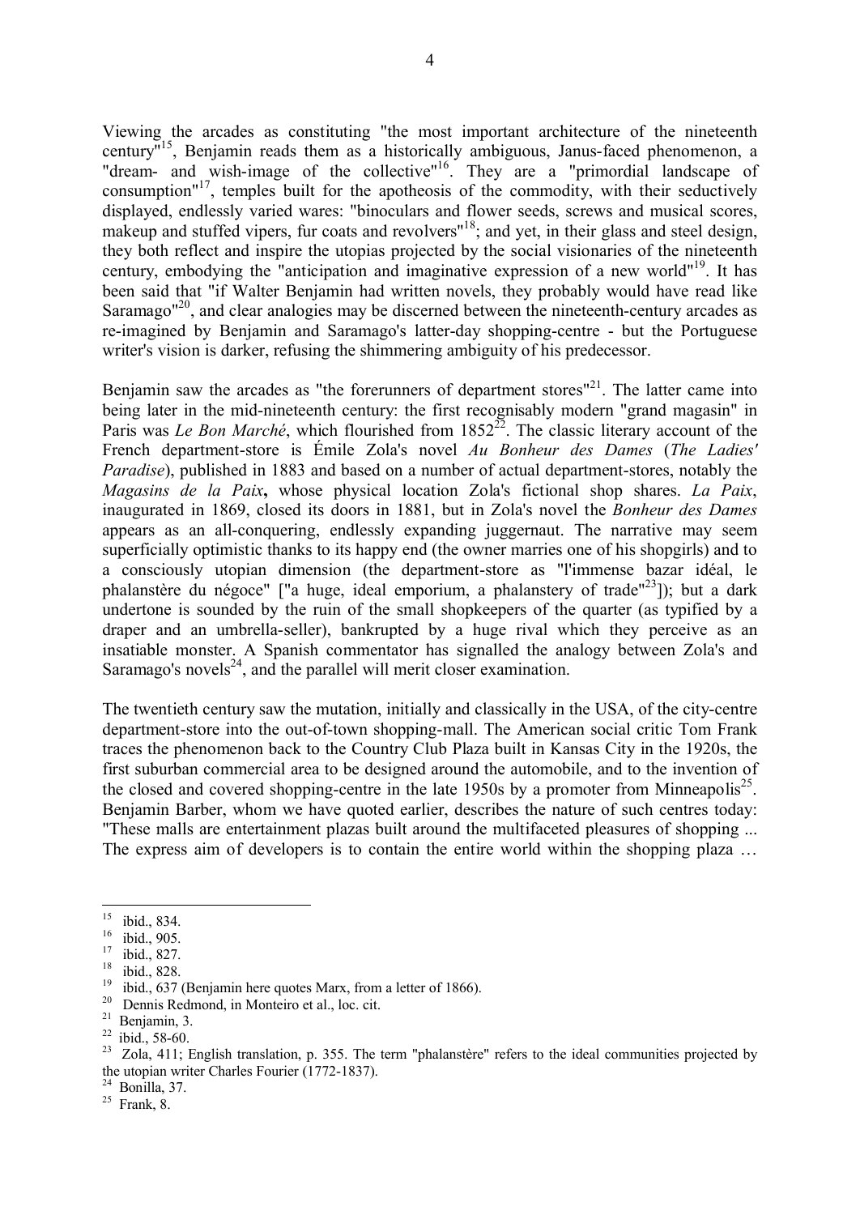Viewing the arcades as constituting "the most important architecture of the nineteenth century"[15], Benjamin reads them as a historically ambiguous, Janus-faced phenomenon, a "dream- and wish-image of the collective"[16]. They are a "primordial landscape of consumption"[17], temples built for the apotheosis of the commodity, with their seductively displayed, endlessly varied wares: "binoculars and flower seeds, screws and musical scores, makeup and stuffed vipers, fur coats and revolvers"[18]; and yet, in their glass and steel design, they both reflect and inspire the utopias projected by the social visionaries of the nineteenth century, embodying the "anticipation and imaginative expression of a new world"[19]. It has been said that "if Walter Benjamin had written novels, they probably would have read like Saramago"[20], and clear analogies may be discerned between the nineteenth-century arcades as re-imagined by Benjamin and Saramago's latter-day shopping-centre - but the Portuguese writer's vision is darker, refusing the shimmering ambiguity of his predecessor.

Benjamin saw the arcades as "the forerunners of department stores"[21]. The latter came into being later in the mid-nineteenth century: the first recognisably modern "grand magasin" in Paris was *Le Bon Marché*, which flourished from 1852[22]. The classic literary account of the French department-store is Émile Zola's novel *Au Bonheur des Dames* (*The Ladies' Paradise*), published in 1883 and based on a number of actual department-stores, notably the *Magasins de la Paix*, whose physical location Zola's fictional shop shares. *La Paix*, inaugurated in 1869, closed its doors in 1881, but in Zola's novel the *Bonheur des Dames* appears as an all-conquering, endlessly expanding juggernaut. The narrative may seem superficially optimistic thanks to its happy end (the owner marries one of his shopgirls) and to a consciously utopian dimension (the department-store as "l'immense bazar idéal, le phalanstère du négoce" ["a huge, ideal emporium, a phalanstery of trade"[23]]); but a dark undertone is sounded by the ruin of the small shopkeepers of the quarter (as typified by a draper and an umbrella-seller), bankrupted by a huge rival which they perceive as an insatiable monster. A Spanish commentator has signalled the analogy between Zola's and Saramago's novels[24], and the parallel will merit closer examination.

The twentieth century saw the mutation, initially and classically in the USA, of the city-centre department-store into the out-of-town shopping-mall. The American social critic Tom Frank traces the phenomenon back to the Country Club Plaza built in Kansas City in the 1920s, the first suburban commercial area to be designed around the automobile, and to the invention of the closed and covered shopping-centre in the late 1950s by a promoter from Minneapolis[25]. Benjamin Barber, whom we have quoted earlier, describes the nature of such centres today: "These malls are entertainment plazas built around the multifaceted pleasures of shopping ... The express aim of developers is to contain the entire world within the shopping plaza …

---

[15] ibid., 834.

[16] ibid., 905.

[17] ibid., 827.

[18] ibid., 828.

[19] ibid., 637 (Benjamin here quotes Marx, from a letter of 1866).

[20] Dennis Redmond, in Monteiro et al., loc. cit.

[21] Benjamin, 3.

[22] ibid., 58-60.

[23] Zola, 411; English translation, p. 355. The term "phalanstère" refers to the ideal communities projected by the utopian writer Charles Fourier (1772-1837).

[24] Bonilla, 37.

[25] Frank, 8.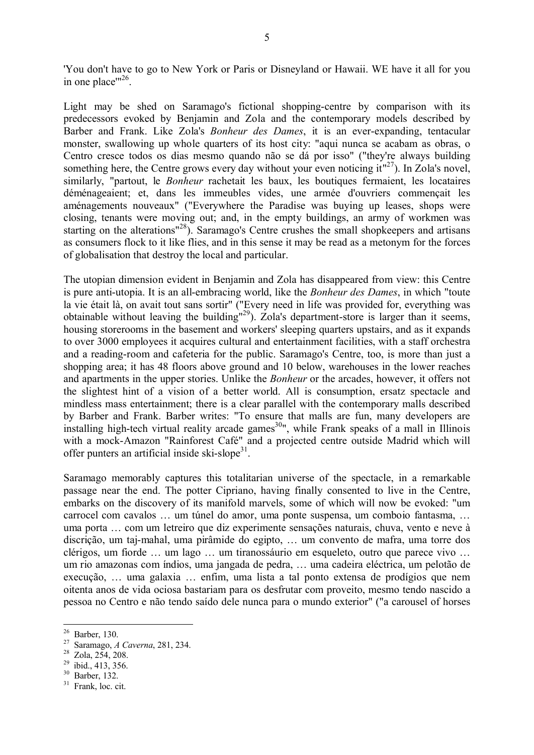'You don't have to go to New York or Paris or Disneyland or Hawaii. WE have it all for you in one place'"[26].

Light may be shed on Saramago's fictional shopping-centre by comparison with its predecessors evoked by Benjamin and Zola and the contemporary models described by Barber and Frank. Like Zola's *Bonheur des Dames*, it is an ever-expanding, tentacular monster, swallowing up whole quarters of its host city: "aqui nunca se acabam as obras, o Centro cresce todos os dias mesmo quando não se dá por isso" ("they're always building something here, the Centre grows every day without your even noticing it"[27]). In Zola's novel, similarly, "partout, le *Bonheur* rachetait les baux, les boutiques fermaient, les locataires déménageaient; et, dans les immeubles vides, une armée d'ouvriers commençait les aménagements nouveaux" ("Everywhere the Paradise was buying up leases, shops were closing, tenants were moving out; and, in the empty buildings, an army of workmen was starting on the alterations"[28]). Saramago's Centre crushes the small shopkeepers and artisans as consumers flock to it like flies, and in this sense it may be read as a metonym for the forces of globalisation that destroy the local and particular.

The utopian dimension evident in Benjamin and Zola has disappeared from view: this Centre is pure anti-utopia. It is an all-embracing world, like the *Bonheur des Dames*, in which "toute la vie était là, on avait tout sans sortir" ("Every need in life was provided for, everything was obtainable without leaving the building"[29]). Zola's department-store is larger than it seems, housing storerooms in the basement and workers' sleeping quarters upstairs, and as it expands to over 3000 employees it acquires cultural and entertainment facilities, with a staff orchestra and a reading-room and cafeteria for the public. Saramago's Centre, too, is more than just a shopping area; it has 48 floors above ground and 10 below, warehouses in the lower reaches and apartments in the upper stories. Unlike the *Bonheur* or the arcades, however, it offers not the slightest hint of a vision of a better world. All is consumption, ersatz spectacle and mindless mass entertainment; there is a clear parallel with the contemporary malls described by Barber and Frank. Barber writes: "To ensure that malls are fun, many developers are installing high-tech virtual reality arcade games[30]", while Frank speaks of a mall in Illinois with a mock-Amazon "Rainforest Café" and a projected centre outside Madrid which will offer punters an artificial inside ski-slope[31].

Saramago memorably captures this totalitarian universe of the spectacle, in a remarkable passage near the end. The potter Cipriano, having finally consented to live in the Centre, embarks on the discovery of its manifold marvels, some of which will now be evoked: "um carrocel com cavalos … um túnel do amor, uma ponte suspensa, um comboio fantasma, … uma porta … com um letreiro que diz experimente sensações naturais, chuva, vento e neve à discrição, um taj-mahal, uma pirâmide do egipto, … um convento de mafra, uma torre dos clérigos, um fiorde … um lago … um tiranossáurio em esqueleto, outro que parece vivo … um rio amazonas com índios, uma jangada de pedra, … uma cadeira eléctrica, um pelotão de execução, … uma galaxia … enfim, uma lista a tal ponto extensa de prodígios que nem oitenta anos de vida ociosa bastariam para os desfrutar com proveito, mesmo tendo nascido a pessoa no Centro e não tendo saído dele nunca para o mundo exterior" ("a carousel of horses

---

[26] Barber, 130.
[27] Saramago, *A Caverna*, 281, 234.
[28] Zola, 254, 208.
[29] ibid., 413, 356.
[30] Barber, 132.
[31] Frank, loc. cit.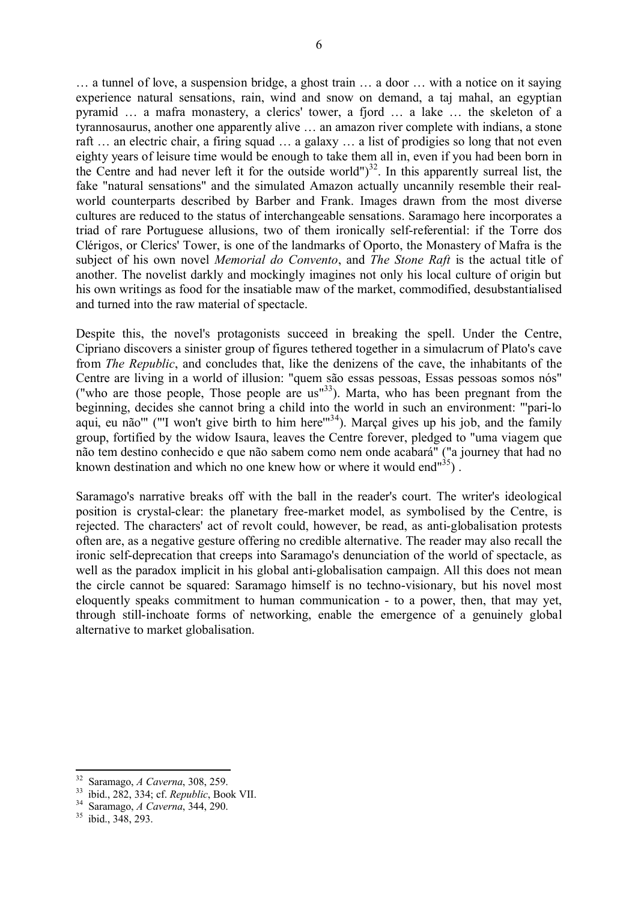… a tunnel of love, a suspension bridge, a ghost train … a door … with a notice on it saying experience natural sensations, rain, wind and snow on demand, a taj mahal, an egyptian pyramid … a mafra monastery, a clerics' tower, a fjord … a lake … the skeleton of a tyrannosaurus, another one apparently alive … an amazon river complete with indians, a stone raft … an electric chair, a firing squad … a galaxy … a list of prodigies so long that not even eighty years of leisure time would be enough to take them all in, even if you had been born in the Centre and had never left it for the outside world")[32]. In this apparently surreal list, the fake "natural sensations" and the simulated Amazon actually uncannily resemble their real-world counterparts described by Barber and Frank. Images drawn from the most diverse cultures are reduced to the status of interchangeable sensations. Saramago here incorporates a triad of rare Portuguese allusions, two of them ironically self-referential: if the Torre dos Clérigos, or Clerics' Tower, is one of the landmarks of Oporto, the Monastery of Mafra is the subject of his own novel *Memorial do Convento*, and *The Stone Raft* is the actual title of another. The novelist darkly and mockingly imagines not only his local culture of origin but his own writings as food for the insatiable maw of the market, commodified, desubstantialised and turned into the raw material of spectacle.

Despite this, the novel's protagonists succeed in breaking the spell. Under the Centre, Cipriano discovers a sinister group of figures tethered together in a simulacrum of Plato's cave from *The Republic*, and concludes that, like the denizens of the cave, the inhabitants of the Centre are living in a world of illusion: "quem são essas pessoas, Essas pessoas somos nós" ("who are those people, Those people are us"[33]). Marta, who has been pregnant from the beginning, decides she cannot bring a child into the world in such an environment: "'pari-lo aqui, eu não'" ("'I won't give birth to him here'"[34]). Marçal gives up his job, and the family group, fortified by the widow Isaura, leaves the Centre forever, pledged to "uma viagem que não tem destino conhecido e que não sabem como nem onde acabará" ("a journey that had no known destination and which no one knew how or where it would end"[35]) .

Saramago's narrative breaks off with the ball in the reader's court. The writer's ideological position is crystal-clear: the planetary free-market model, as symbolised by the Centre, is rejected. The characters' act of revolt could, however, be read, as anti-globalisation protests often are, as a negative gesture offering no credible alternative. The reader may also recall the ironic self-deprecation that creeps into Saramago's denunciation of the world of spectacle, as well as the paradox implicit in his global anti-globalisation campaign. All this does not mean the circle cannot be squared: Saramago himself is no techno-visionary, but his novel most eloquently speaks commitment to human communication - to a power, then, that may yet, through still-inchoate forms of networking, enable the emergence of a genuinely global alternative to market globalisation.

---

[32] Saramago, *A Caverna*, 308, 259.

[33] ibid., 282, 334; cf. *Republic*, Book VII.

[34] Saramago, *A Caverna*, 344, 290.

[35] ibid., 348, 293.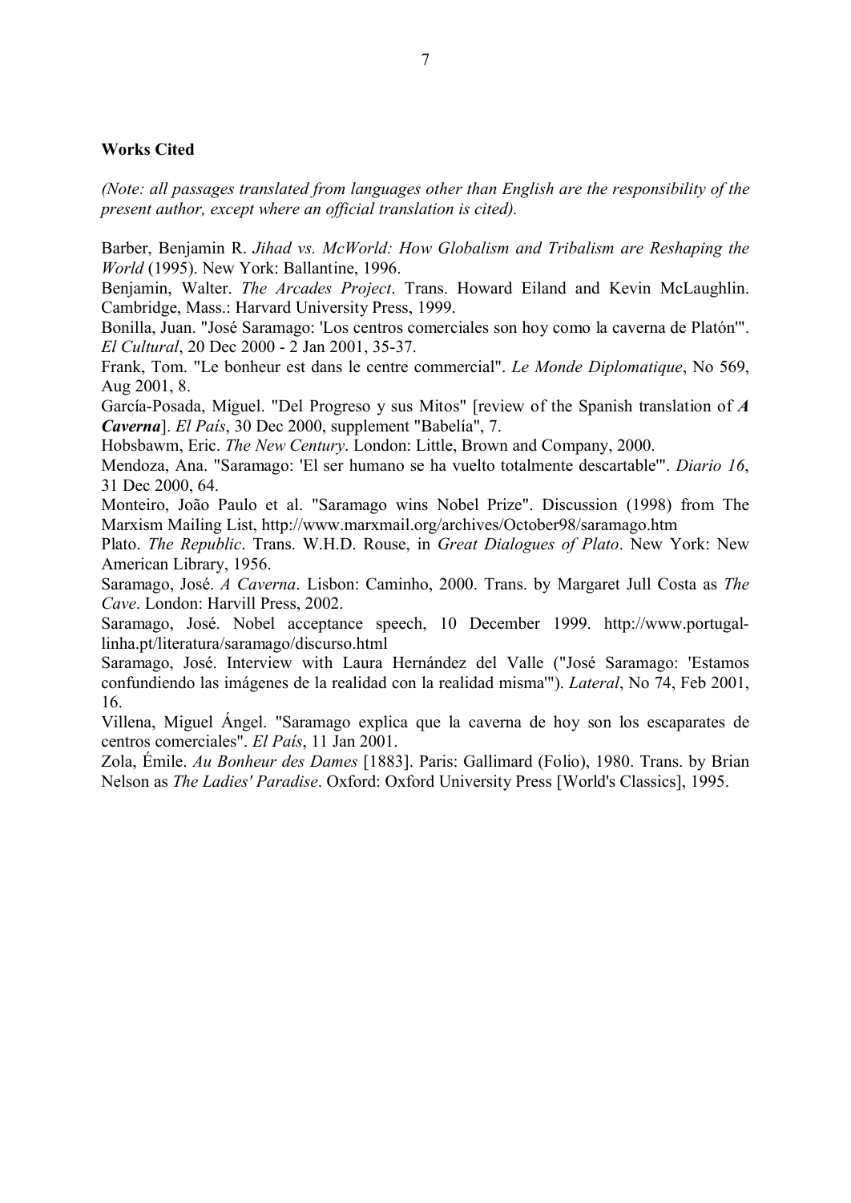**Works Cited**

*(Note: all passages translated from languages other than English are the responsibility of the present author, except where an official translation is cited).*

Barber, Benjamin R. *Jihad vs. McWorld: How Globalism and Tribalism are Reshaping the World* (1995). New York: Ballantine, 1996.

Benjamin, Walter. *The Arcades Project*. Trans. Howard Eiland and Kevin McLaughlin. Cambridge, Mass.: Harvard University Press, 1999.

Bonilla, Juan. "José Saramago: 'Los centros comerciales son hoy como la caverna de Platón'". *El Cultural*, 20 Dec 2000 - 2 Jan 2001, 35-37.

Frank, Tom. "Le bonheur est dans le centre commercial". *Le Monde Diplomatique*, No 569, Aug 2001, 8.

García-Posada, Miguel. "Del Progreso y sus Mitos" [review of the Spanish translation of ***A Caverna***]. *El País*, 30 Dec 2000, supplement "Babelía", 7.

Hobsbawm, Eric. *The New Century*. London: Little, Brown and Company, 2000.

Mendoza, Ana. "Saramago: 'El ser humano se ha vuelto totalmente descartable'". *Diario 16*, 31 Dec 2000, 64.

Monteiro, João Paulo et al. "Saramago wins Nobel Prize". Discussion (1998) from The Marxism Mailing List, http://www.marxmail.org/archives/October98/saramago.htm

Plato. *The Republic*. Trans. W.H.D. Rouse, in *Great Dialogues of Plato*. New York: New American Library, 1956.

Saramago, José. *A Caverna*. Lisbon: Caminho, 2000. Trans. by Margaret Jull Costa as *The Cave*. London: Harvill Press, 2002.

Saramago, José. Nobel acceptance speech, 10 December 1999. http://www.portugal-linha.pt/literatura/saramago/discurso.html

Saramago, José. Interview with Laura Hernández del Valle ("José Saramago: 'Estamos confundiendo las imágenes de la realidad con la realidad misma'"). *Lateral*, No 74, Feb 2001, 16.

Villena, Miguel Ángel. "Saramago explica que la caverna de hoy son los escaparates de centros comerciales". *El País*, 11 Jan 2001.

Zola, Émile. *Au Bonheur des Dames* [1883]. Paris: Gallimard (Folio), 1980. Trans. by Brian Nelson as *The Ladies' Paradise*. Oxford: Oxford University Press [World's Classics], 1995.